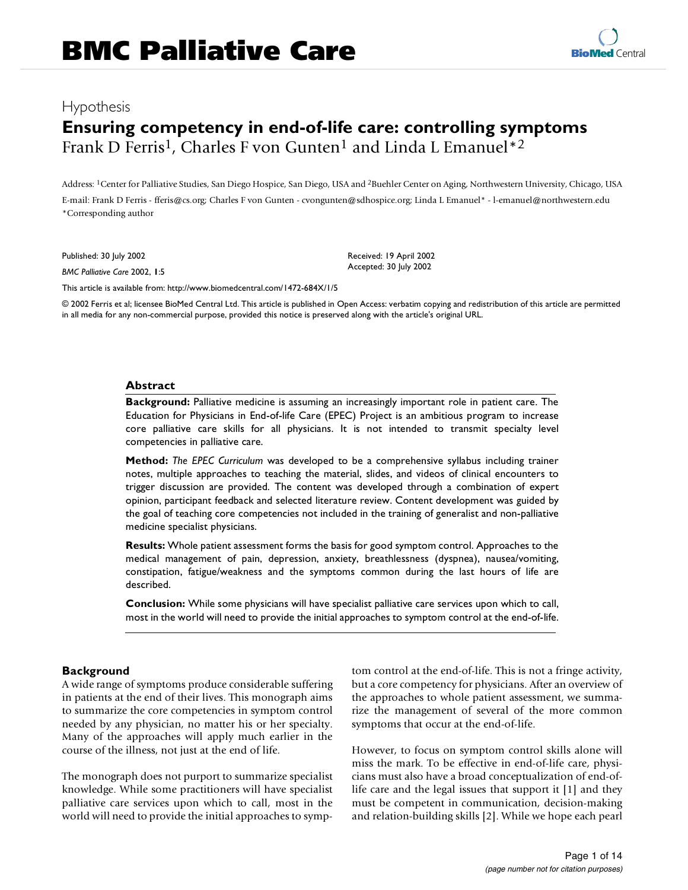# BMC Palliative Care

Hypothesis

## Ensuring competency in end-of-life care: controlling symptoms

Frank D Ferris[1], Charles F von Gunten[1] and Linda L Emanuel*[2]

Address: [1]Center for Palliative Studies, San Diego Hospice, San Diego, USA and [2]Buehler Center on Aging, Northwestern University, Chicago, USA

E-mail: Frank D Ferris - fferis@cs.org; Charles F von Gunten - cvongunten@sdhospice.org; Linda L Emanuel* - l-emanuel@northwestern.edu

*Corresponding author

Published: 30 July 2002

*BMC Palliative Care* 2002, **1**:5

Received: 19 April 2002

Accepted: 30 July 2002

This article is available from: http://www.biomedcentral.com/1472-684X/1/5

© 2002 Ferris et al; licensee BioMed Central Ltd. This article is published in Open Access: verbatim copying and redistribution of this article are permitted in all media for any non-commercial purpose, provided this notice is preserved along with the article's original URL.

### Abstract

**Background:** Palliative medicine is assuming an increasingly important role in patient care. The Education for Physicians in End-of-life Care (EPEC) Project is an ambitious program to increase core palliative care skills for all physicians. It is not intended to transmit specialty level competencies in palliative care.

**Method:** *The EPEC Curriculum* was developed to be a comprehensive syllabus including trainer notes, multiple approaches to teaching the material, slides, and videos of clinical encounters to trigger discussion are provided. The content was developed through a combination of expert opinion, participant feedback and selected literature review. Content development was guided by the goal of teaching core competencies not included in the training of generalist and non-palliative medicine specialist physicians.

**Results:** Whole patient assessment forms the basis for good symptom control. Approaches to the medical management of pain, depression, anxiety, breathlessness (dyspnea), nausea/vomiting, constipation, fatigue/weakness and the symptoms common during the last hours of life are described.

**Conclusion:** While some physicians will have specialist palliative care services upon which to call, most in the world will need to provide the initial approaches to symptom control at the end-of-life.

### Background

A wide range of symptoms produce considerable suffering in patients at the end of their lives. This monograph aims to summarize the core competencies in symptom control needed by any physician, no matter his or her specialty. Many of the approaches will apply much earlier in the course of the illness, not just at the end of life.

The monograph does not purport to summarize specialist knowledge. While some practitioners will have specialist palliative care services upon which to call, most in the world will need to provide the initial approaches to symptom control at the end-of-life. This is not a fringe activity, but a core competency for physicians. After an overview of the approaches to whole patient assessment, we summarize the management of several of the more common symptoms that occur at the end-of-life.

However, to focus on symptom control skills alone will miss the mark. To be effective in end-of-life care, physicians must also have a broad conceptualization of end-of-life care and the legal issues that support it [1] and they must be competent in communication, decision-making and relation-building skills [2]. While we hope each pearl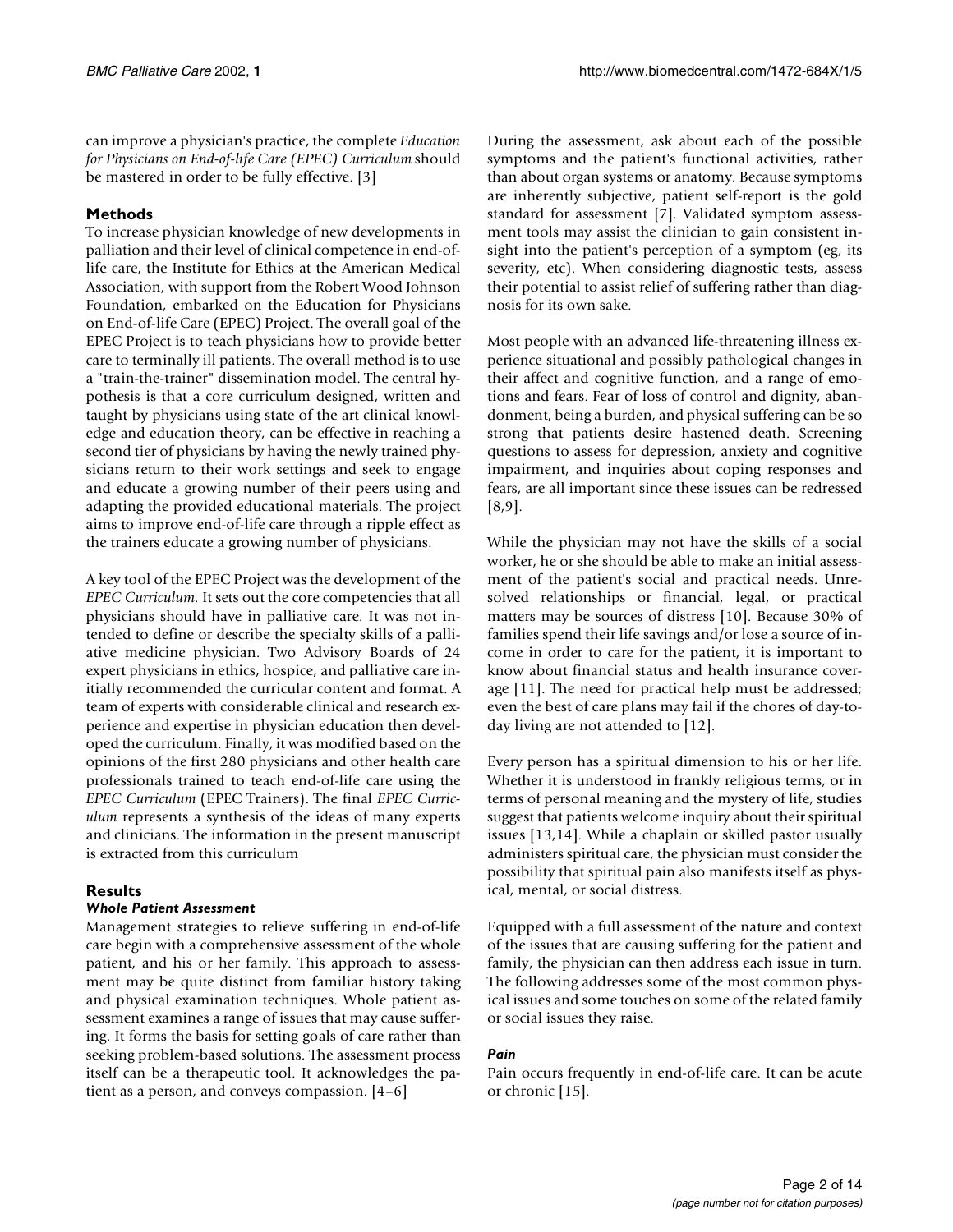can improve a physician's practice, the complete *Education for Physicians on End-of-life Care (EPEC) Curriculum* should be mastered in order to be fully effective. [3]

## Methods

To increase physician knowledge of new developments in palliation and their level of clinical competence in end-of-life care, the Institute for Ethics at the American Medical Association, with support from the Robert Wood Johnson Foundation, embarked on the Education for Physicians on End-of-life Care (EPEC) Project. The overall goal of the EPEC Project is to teach physicians how to provide better care to terminally ill patients. The overall method is to use a "train-the-trainer" dissemination model. The central hypothesis is that a core curriculum designed, written and taught by physicians using state of the art clinical knowledge and education theory, can be effective in reaching a second tier of physicians by having the newly trained physicians return to their work settings and seek to engage and educate a growing number of their peers using and adapting the provided educational materials. The project aims to improve end-of-life care through a ripple effect as the trainers educate a growing number of physicians.

A key tool of the EPEC Project was the development of the *EPEC Curriculum*. It sets out the core competencies that all physicians should have in palliative care. It was not intended to define or describe the specialty skills of a palliative medicine physician. Two Advisory Boards of 24 expert physicians in ethics, hospice, and palliative care initially recommended the curricular content and format. A team of experts with considerable clinical and research experience and expertise in physician education then developed the curriculum. Finally, it was modified based on the opinions of the first 280 physicians and other health care professionals trained to teach end-of-life care using the *EPEC Curriculum* (EPEC Trainers). The final *EPEC Curriculum* represents a synthesis of the ideas of many experts and clinicians. The information in the present manuscript is extracted from this curriculum

## Results

### *Whole Patient Assessment*

Management strategies to relieve suffering in end-of-life care begin with a comprehensive assessment of the whole patient, and his or her family. This approach to assessment may be quite distinct from familiar history taking and physical examination techniques. Whole patient assessment examines a range of issues that may cause suffering. It forms the basis for setting goals of care rather than seeking problem-based solutions. The assessment process itself can be a therapeutic tool. It acknowledges the patient as a person, and conveys compassion. [4–6]

During the assessment, ask about each of the possible symptoms and the patient's functional activities, rather than about organ systems or anatomy. Because symptoms are inherently subjective, patient self-report is the gold standard for assessment [7]. Validated symptom assessment tools may assist the clinician to gain consistent insight into the patient's perception of a symptom (eg, its severity, etc). When considering diagnostic tests, assess their potential to assist relief of suffering rather than diagnosis for its own sake.

Most people with an advanced life-threatening illness experience situational and possibly pathological changes in their affect and cognitive function, and a range of emotions and fears. Fear of loss of control and dignity, abandonment, being a burden, and physical suffering can be so strong that patients desire hastened death. Screening questions to assess for depression, anxiety and cognitive impairment, and inquiries about coping responses and fears, are all important since these issues can be redressed [8,9].

While the physician may not have the skills of a social worker, he or she should be able to make an initial assessment of the patient's social and practical needs. Unresolved relationships or financial, legal, or practical matters may be sources of distress [10]. Because 30% of families spend their life savings and/or lose a source of income in order to care for the patient, it is important to know about financial status and health insurance coverage [11]. The need for practical help must be addressed; even the best of care plans may fail if the chores of day-to-day living are not attended to [12].

Every person has a spiritual dimension to his or her life. Whether it is understood in frankly religious terms, or in terms of personal meaning and the mystery of life, studies suggest that patients welcome inquiry about their spiritual issues [13,14]. While a chaplain or skilled pastor usually administers spiritual care, the physician must consider the possibility that spiritual pain also manifests itself as physical, mental, or social distress.

Equipped with a full assessment of the nature and context of the issues that are causing suffering for the patient and family, the physician can then address each issue in turn. The following addresses some of the most common physical issues and some touches on some of the related family or social issues they raise.

### *Pain*

Pain occurs frequently in end-of-life care. It can be acute or chronic [15].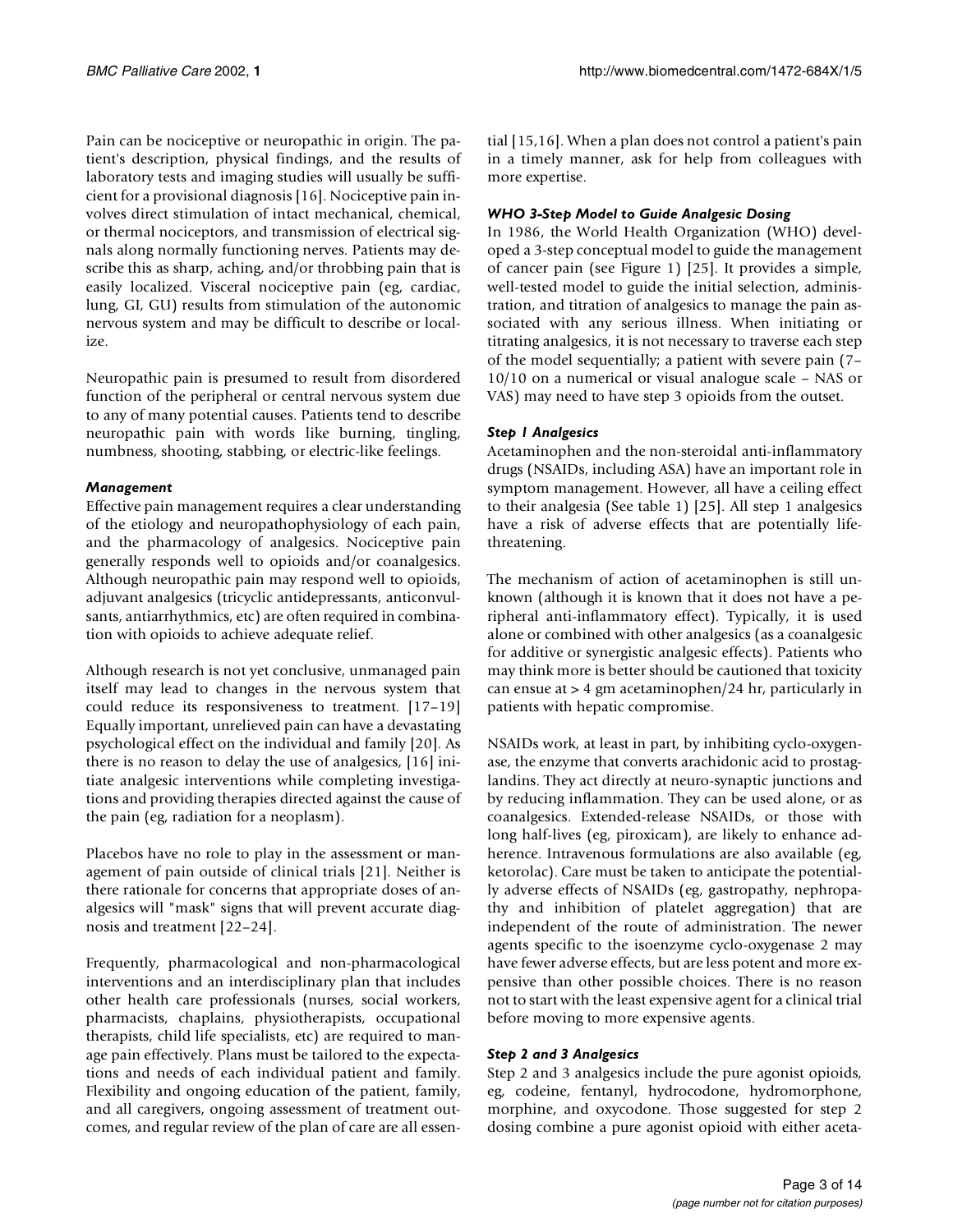Pain can be nociceptive or neuropathic in origin. The patient's description, physical findings, and the results of laboratory tests and imaging studies will usually be sufficient for a provisional diagnosis [16]. Nociceptive pain involves direct stimulation of intact mechanical, chemical, or thermal nociceptors, and transmission of electrical signals along normally functioning nerves. Patients may describe this as sharp, aching, and/or throbbing pain that is easily localized. Visceral nociceptive pain (eg, cardiac, lung, GI, GU) results from stimulation of the autonomic nervous system and may be difficult to describe or localize.

Neuropathic pain is presumed to result from disordered function of the peripheral or central nervous system due to any of many potential causes. Patients tend to describe neuropathic pain with words like burning, tingling, numbness, shooting, stabbing, or electric-like feelings.

#### *Management*

Effective pain management requires a clear understanding of the etiology and neuropathophysiology of each pain, and the pharmacology of analgesics. Nociceptive pain generally responds well to opioids and/or coanalgesics. Although neuropathic pain may respond well to opioids, adjuvant analgesics (tricyclic antidepressants, anticonvulsants, antiarrhythmics, etc) are often required in combination with opioids to achieve adequate relief.

Although research is not yet conclusive, unmanaged pain itself may lead to changes in the nervous system that could reduce its responsiveness to treatment. [17–19] Equally important, unrelieved pain can have a devastating psychological effect on the individual and family [20]. As there is no reason to delay the use of analgesics, [16] initiate analgesic interventions while completing investigations and providing therapies directed against the cause of the pain (eg, radiation for a neoplasm).

Placebos have no role to play in the assessment or management of pain outside of clinical trials [21]. Neither is there rationale for concerns that appropriate doses of analgesics will "mask" signs that will prevent accurate diagnosis and treatment [22–24].

Frequently, pharmacological and non-pharmacological interventions and an interdisciplinary plan that includes other health care professionals (nurses, social workers, pharmacists, chaplains, physiotherapists, occupational therapists, child life specialists, etc) are required to manage pain effectively. Plans must be tailored to the expectations and needs of each individual patient and family. Flexibility and ongoing education of the patient, family, and all caregivers, ongoing assessment of treatment outcomes, and regular review of the plan of care are all essential [15,16]. When a plan does not control a patient's pain in a timely manner, ask for help from colleagues with more expertise.

#### *WHO 3-Step Model to Guide Analgesic Dosing*

In 1986, the World Health Organization (WHO) developed a 3-step conceptual model to guide the management of cancer pain (see Figure 1) [25]. It provides a simple, well-tested model to guide the initial selection, administration, and titration of analgesics to manage the pain associated with any serious illness. When initiating or titrating analgesics, it is not necessary to traverse each step of the model sequentially; a patient with severe pain (7–10/10 on a numerical or visual analogue scale – NAS or VAS) may need to have step 3 opioids from the outset.

#### *Step 1 Analgesics*

Acetaminophen and the non-steroidal anti-inflammatory drugs (NSAIDs, including ASA) have an important role in symptom management. However, all have a ceiling effect to their analgesia (See table 1) [25]. All step 1 analgesics have a risk of adverse effects that are potentially life-threatening.

The mechanism of action of acetaminophen is still unknown (although it is known that it does not have a peripheral anti-inflammatory effect). Typically, it is used alone or combined with other analgesics (as a coanalgesic for additive or synergistic analgesic effects). Patients who may think more is better should be cautioned that toxicity can ensue at > 4 gm acetaminophen/24 hr, particularly in patients with hepatic compromise.

NSAIDs work, at least in part, by inhibiting cyclo-oxygenase, the enzyme that converts arachidonic acid to prostaglandins. They act directly at neuro-synaptic junctions and by reducing inflammation. They can be used alone, or as coanalgesics. Extended-release NSAIDs, or those with long half-lives (eg, piroxicam), are likely to enhance adherence. Intravenous formulations are also available (eg, ketorolac). Care must be taken to anticipate the potentially adverse effects of NSAIDs (eg, gastropathy, nephropathy and inhibition of platelet aggregation) that are independent of the route of administration. The newer agents specific to the isoenzyme cyclo-oxygenase 2 may have fewer adverse effects, but are less potent and more expensive than other possible choices. There is no reason not to start with the least expensive agent for a clinical trial before moving to more expensive agents.

#### *Step 2 and 3 Analgesics*

Step 2 and 3 analgesics include the pure agonist opioids, eg, codeine, fentanyl, hydrocodone, hydromorphone, morphine, and oxycodone. Those suggested for step 2 dosing combine a pure agonist opioid with either aceta-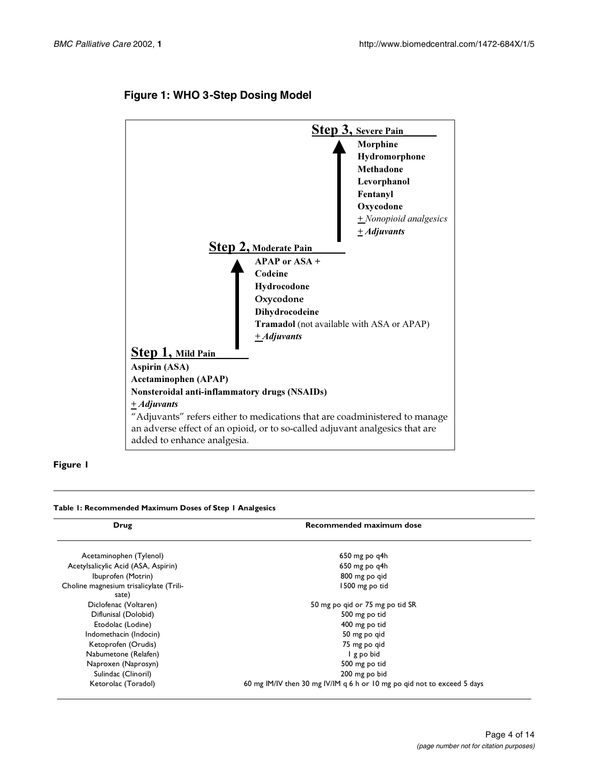**Figure 1: WHO 3-Step Dosing Model**

**Step 3, Severe Pain**

**Morphine**
**Hydromorphone**
**Methadone**
**Levorphanol**
**Fentanyl**
**Oxycodone**
± *Nonopioid analgesics*
± ***Adjuvants***

**Step 2, Moderate Pain**

**APAP or ASA +**
**Codeine**
**Hydrocodone**
**Oxycodone**
**Dihydrocodeine**
**Tramadol** (not available with ASA or APAP)
± ***Adjuvants***

**Step 1, Mild Pain**

**Aspirin (ASA)**
**Acetaminophen (APAP)**
**Nonsteroidal anti-inflammatory drugs (NSAIDs)**
± ***Adjuvants***

"Adjuvants" refers either to medications that are coadministered to manage an adverse effect of an opioid, or to so-called adjuvant analgesics that are added to enhance analgesia.

**Figure 1**

**Table 1: Recommended Maximum Doses of Step 1 Analgesics**

| Drug | Recommended maximum dose |
| --- | --- |
| Acetaminophen (Tylenol) | 650 mg po q4h |
| Acetylsalicylic Acid (ASA, Aspirin) | 650 mg po q4h |
| Ibuprofen (Motrin) | 800 mg po qid |
| Choline magnesium trisalicylate (Trilisate) | 1500 mg po tid |
| Diclofenac (Voltaren) | 50 mg po qid or 75 mg po tid SR |
| Diflunisal (Dolobid) | 500 mg po tid |
| Etodolac (Lodine) | 400 mg po tid |
| Indomethacin (Indocin) | 50 mg po qid |
| Ketoprofen (Orudis) | 75 mg po qid |
| Nabumetone (Relafen) | 1 g po bid |
| Naproxen (Naprosyn) | 500 mg po tid |
| Sulindac (Clinoril) | 200 mg po bid |
| Ketorolac (Toradol) | 60 mg IM/IV then 30 mg IV/IM q 6 h or 10 mg po qid not to exceed 5 days |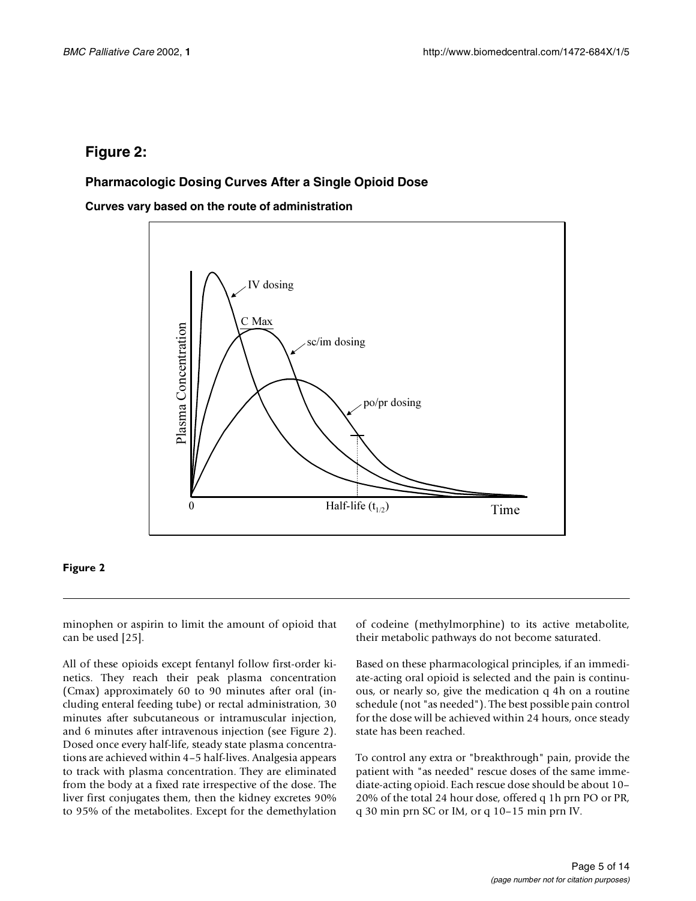## Figure 2:

### Pharmacologic Dosing Curves After a Single Opioid Dose

**Curves vary based on the route of administration**

**Figure 2**

minophen or aspirin to limit the amount of opioid that can be used [25].

All of these opioids except fentanyl follow first-order kinetics. They reach their peak plasma concentration (Cmax) approximately 60 to 90 minutes after oral (including enteral feeding tube) or rectal administration, 30 minutes after subcutaneous or intramuscular injection, and 6 minutes after intravenous injection (see Figure 2). Dosed once every half-life, steady state plasma concentrations are achieved within 4–5 half-lives. Analgesia appears to track with plasma concentration. They are eliminated from the body at a fixed rate irrespective of the dose. The liver first conjugates them, then the kidney excretes 90% to 95% of the metabolites. Except for the demethylation of codeine (methylmorphine) to its active metabolite, their metabolic pathways do not become saturated.

Based on these pharmacological principles, if an immediate-acting oral opioid is selected and the pain is continuous, or nearly so, give the medication q 4h on a routine schedule (not "as needed"). The best possible pain control for the dose will be achieved within 24 hours, once steady state has been reached.

To control any extra or "breakthrough" pain, provide the patient with "as needed" rescue doses of the same immediate-acting opioid. Each rescue dose should be about 10–20% of the total 24 hour dose, offered q 1h prn PO or PR, q 30 min prn SC or IM, or q 10–15 min prn IV.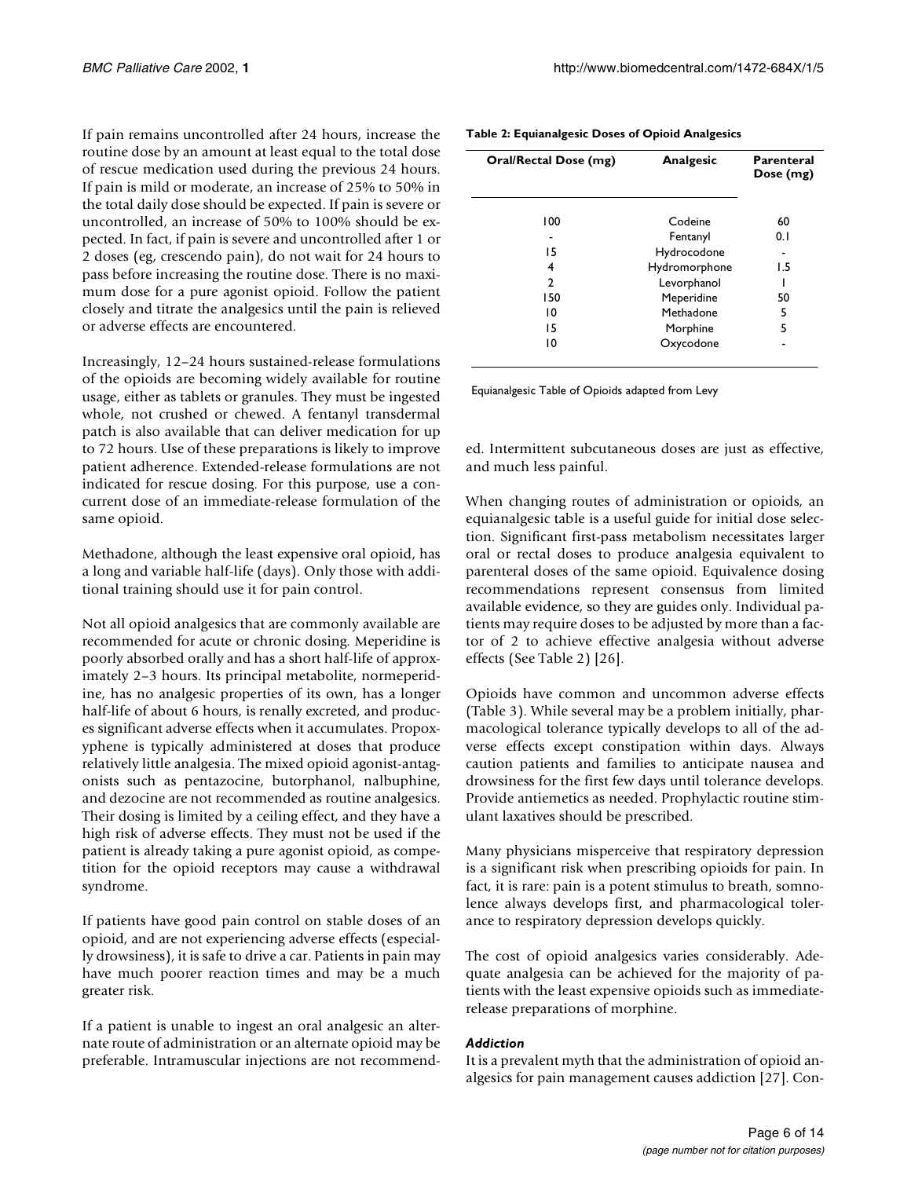If pain remains uncontrolled after 24 hours, increase the routine dose by an amount at least equal to the total dose of rescue medication used during the previous 24 hours. If pain is mild or moderate, an increase of 25% to 50% in the total daily dose should be expected. If pain is severe or uncontrolled, an increase of 50% to 100% should be expected. In fact, if pain is severe and uncontrolled after 1 or 2 doses (eg, crescendo pain), do not wait for 24 hours to pass before increasing the routine dose. There is no maximum dose for a pure agonist opioid. Follow the patient closely and titrate the analgesics until the pain is relieved or adverse effects are encountered.

Increasingly, 12–24 hours sustained-release formulations of the opioids are becoming widely available for routine usage, either as tablets or granules. They must be ingested whole, not crushed or chewed. A fentanyl transdermal patch is also available that can deliver medication for up to 72 hours. Use of these preparations is likely to improve patient adherence. Extended-release formulations are not indicated for rescue dosing. For this purpose, use a concurrent dose of an immediate-release formulation of the same opioid.

Methadone, although the least expensive oral opioid, has a long and variable half-life (days). Only those with additional training should use it for pain control.

Not all opioid analgesics that are commonly available are recommended for acute or chronic dosing. Meperidine is poorly absorbed orally and has a short half-life of approximately 2–3 hours. Its principal metabolite, normeperidine, has no analgesic properties of its own, has a longer half-life of about 6 hours, is renally excreted, and produces significant adverse effects when it accumulates. Propoxyphene is typically administered at doses that produce relatively little analgesia. The mixed opioid agonist-antagonists such as pentazocine, butorphanol, nalbuphine, and dezocine are not recommended as routine analgesics. Their dosing is limited by a ceiling effect, and they have a high risk of adverse effects. They must not be used if the patient is already taking a pure agonist opioid, as competition for the opioid receptors may cause a withdrawal syndrome.

If patients have good pain control on stable doses of an opioid, and are not experiencing adverse effects (especially drowsiness), it is safe to drive a car. Patients in pain may have much poorer reaction times and may be a much greater risk.

If a patient is unable to ingest an oral analgesic an alternate route of administration or an alternate opioid may be preferable. Intramuscular injections are not recommended. Intermittent subcutaneous doses are just as effective, and much less painful.

**Table 2: Equianalgesic Doses of Opioid Analgesics**

| Oral/Rectal Dose (mg) | Analgesic | Parenteral Dose (mg) |
|---|---|---|
| 100 | Codeine | 60 |
| - | Fentanyl | 0.1 |
| 15 | Hydrocodone | - |
| 4 | Hydromorphone | 1.5 |
| 2 | Levorphanol | 1 |
| 150 | Meperidine | 50 |
| 10 | Methadone | 5 |
| 15 | Morphine | 5 |
| 10 | Oxycodone | - |

Equianalgesic Table of Opioids adapted from Levy

When changing routes of administration or opioids, an equianalgesic table is a useful guide for initial dose selection. Significant first-pass metabolism necessitates larger oral or rectal doses to produce analgesia equivalent to parenteral doses of the same opioid. Equivalence dosing recommendations represent consensus from limited available evidence, so they are guides only. Individual patients may require doses to be adjusted by more than a factor of 2 to achieve effective analgesia without adverse effects (See Table 2) [26].

Opioids have common and uncommon adverse effects (Table 3). While several may be a problem initially, pharmacological tolerance typically develops to all of the adverse effects except constipation within days. Always caution patients and families to anticipate nausea and drowsiness for the first few days until tolerance develops. Provide antiemetics as needed. Prophylactic routine stimulant laxatives should be prescribed.

Many physicians misperceive that respiratory depression is a significant risk when prescribing opioids for pain. In fact, it is rare: pain is a potent stimulus to breath, somnolence always develops first, and pharmacological tolerance to respiratory depression develops quickly.

The cost of opioid analgesics varies considerably. Adequate analgesia can be achieved for the majority of patients with the least expensive opioids such as immediate-release preparations of morphine.

### *Addiction*

It is a prevalent myth that the administration of opioid analgesics for pain management causes addiction [27]. Con-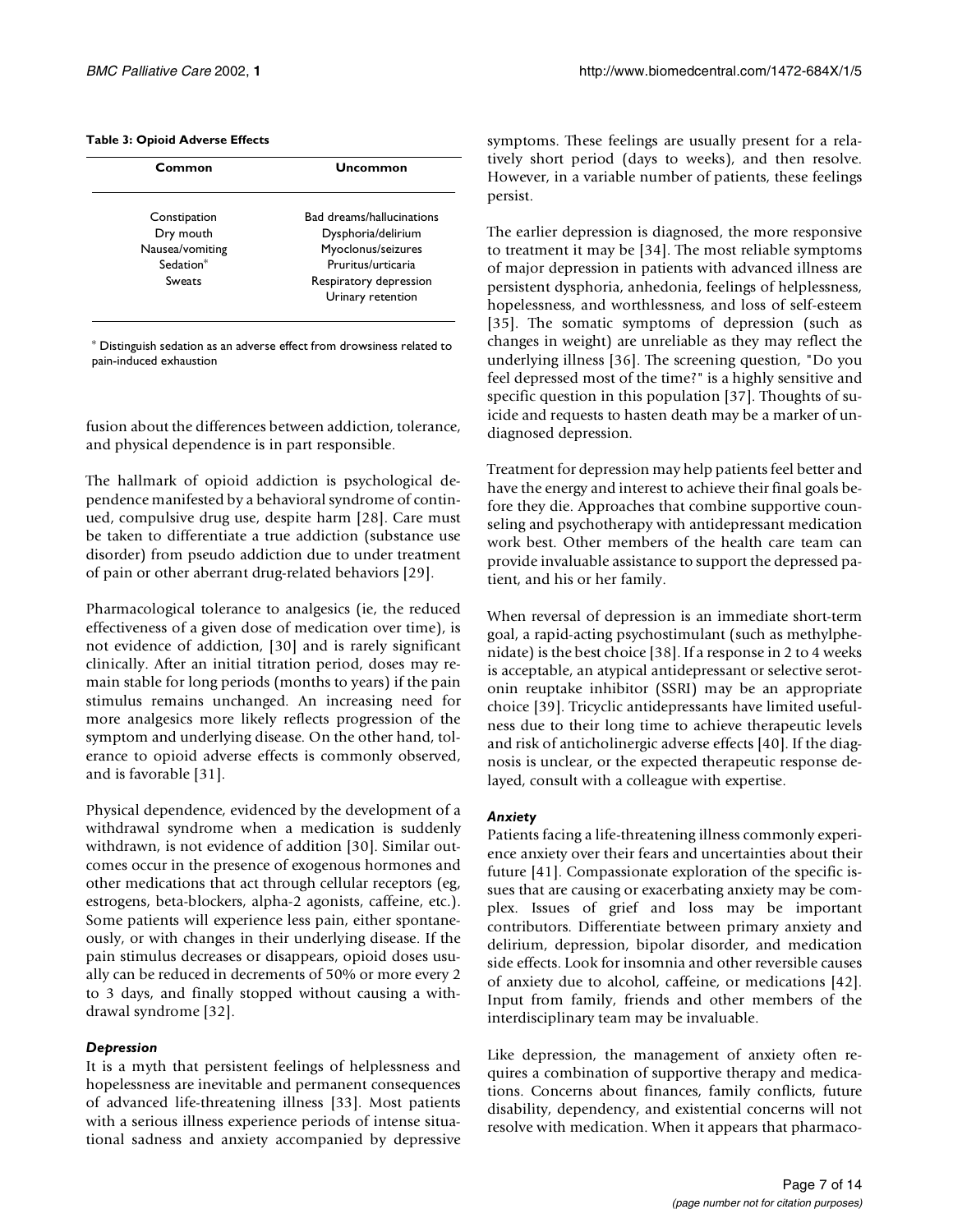**Table 3: Opioid Adverse Effects**

| Common | Uncommon |
|---|---|
| Constipation | Bad dreams/hallucinations |
| Dry mouth | Dysphoria/delirium |
| Nausea/vomiting | Myoclonus/seizures |
| Sedation* | Pruritus/urticaria |
| Sweats | Respiratory depression |
| | Urinary retention |

* Distinguish sedation as an adverse effect from drowsiness related to pain-induced exhaustion

fusion about the differences between addiction, tolerance, and physical dependence is in part responsible.

The hallmark of opioid addiction is psychological dependence manifested by a behavioral syndrome of continued, compulsive drug use, despite harm [28]. Care must be taken to differentiate a true addiction (substance use disorder) from pseudo addiction due to under treatment of pain or other aberrant drug-related behaviors [29].

Pharmacological tolerance to analgesics (ie, the reduced effectiveness of a given dose of medication over time), is not evidence of addiction, [30] and is rarely significant clinically. After an initial titration period, doses may remain stable for long periods (months to years) if the pain stimulus remains unchanged. An increasing need for more analgesics more likely reflects progression of the symptom and underlying disease. On the other hand, tolerance to opioid adverse effects is commonly observed, and is favorable [31].

Physical dependence, evidenced by the development of a withdrawal syndrome when a medication is suddenly withdrawn, is not evidence of addition [30]. Similar outcomes occur in the presence of exogenous hormones and other medications that act through cellular receptors (eg, estrogens, beta-blockers, alpha-2 agonists, caffeine, etc.). Some patients will experience less pain, either spontaneously, or with changes in their underlying disease. If the pain stimulus decreases or disappears, opioid doses usually can be reduced in decrements of 50% or more every 2 to 3 days, and finally stopped without causing a withdrawal syndrome [32].

### *Depression*

It is a myth that persistent feelings of helplessness and hopelessness are inevitable and permanent consequences of advanced life-threatening illness [33]. Most patients with a serious illness experience periods of intense situational sadness and anxiety accompanied by depressive symptoms. These feelings are usually present for a relatively short period (days to weeks), and then resolve. However, in a variable number of patients, these feelings persist.

The earlier depression is diagnosed, the more responsive to treatment it may be [34]. The most reliable symptoms of major depression in patients with advanced illness are persistent dysphoria, anhedonia, feelings of helplessness, hopelessness, and worthlessness, and loss of self-esteem [35]. The somatic symptoms of depression (such as changes in weight) are unreliable as they may reflect the underlying illness [36]. The screening question, "Do you feel depressed most of the time?" is a highly sensitive and specific question in this population [37]. Thoughts of suicide and requests to hasten death may be a marker of undiagnosed depression.

Treatment for depression may help patients feel better and have the energy and interest to achieve their final goals before they die. Approaches that combine supportive counseling and psychotherapy with antidepressant medication work best. Other members of the health care team can provide invaluable assistance to support the depressed patient, and his or her family.

When reversal of depression is an immediate short-term goal, a rapid-acting psychostimulant (such as methylphenidate) is the best choice [38]. If a response in 2 to 4 weeks is acceptable, an atypical antidepressant or selective serotonin reuptake inhibitor (SSRI) may be an appropriate choice [39]. Tricyclic antidepressants have limited usefulness due to their long time to achieve therapeutic levels and risk of anticholinergic adverse effects [40]. If the diagnosis is unclear, or the expected therapeutic response delayed, consult with a colleague with expertise.

### *Anxiety*

Patients facing a life-threatening illness commonly experience anxiety over their fears and uncertainties about their future [41]. Compassionate exploration of the specific issues that are causing or exacerbating anxiety may be complex. Issues of grief and loss may be important contributors. Differentiate between primary anxiety and delirium, depression, bipolar disorder, and medication side effects. Look for insomnia and other reversible causes of anxiety due to alcohol, caffeine, or medications [42]. Input from family, friends and other members of the interdisciplinary team may be invaluable.

Like depression, the management of anxiety often requires a combination of supportive therapy and medications. Concerns about finances, family conflicts, future disability, dependency, and existential concerns will not resolve with medication. When it appears that pharmaco-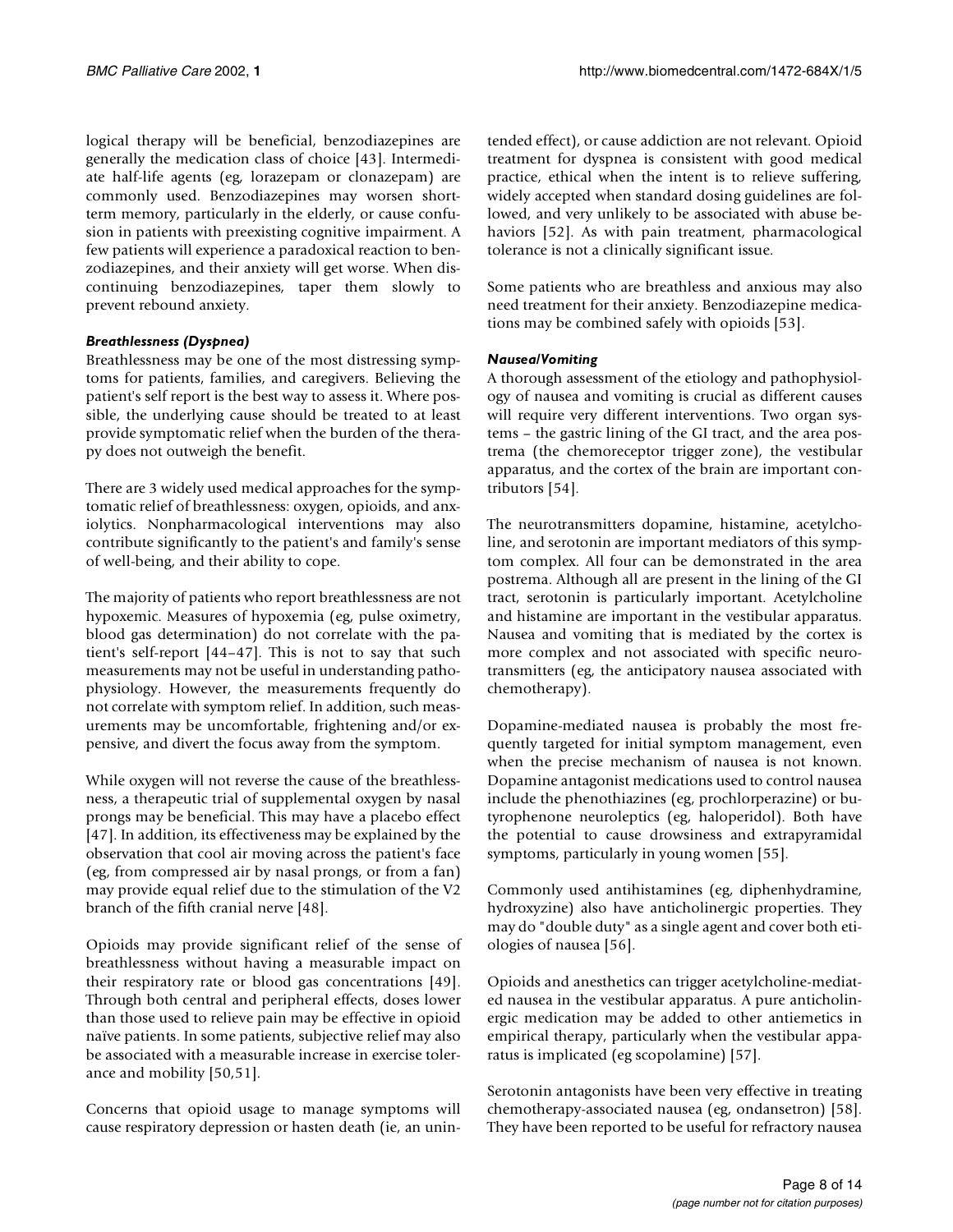logical therapy will be beneficial, benzodiazepines are generally the medication class of choice [43]. Intermediate half-life agents (eg, lorazepam or clonazepam) are commonly used. Benzodiazepines may worsen short-term memory, particularly in the elderly, or cause confusion in patients with preexisting cognitive impairment. A few patients will experience a paradoxical reaction to benzodiazepines, and their anxiety will get worse. When discontinuing benzodiazepines, taper them slowly to prevent rebound anxiety.

### *Breathlessness (Dyspnea)*

Breathlessness may be one of the most distressing symptoms for patients, families, and caregivers. Believing the patient's self report is the best way to assess it. Where possible, the underlying cause should be treated to at least provide symptomatic relief when the burden of the therapy does not outweigh the benefit.

There are 3 widely used medical approaches for the symptomatic relief of breathlessness: oxygen, opioids, and anxiolytics. Nonpharmacological interventions may also contribute significantly to the patient's and family's sense of well-being, and their ability to cope.

The majority of patients who report breathlessness are not hypoxemic. Measures of hypoxemia (eg, pulse oximetry, blood gas determination) do not correlate with the patient's self-report [44–47]. This is not to say that such measurements may not be useful in understanding pathophysiology. However, the measurements frequently do not correlate with symptom relief. In addition, such measurements may be uncomfortable, frightening and/or expensive, and divert the focus away from the symptom.

While oxygen will not reverse the cause of the breathlessness, a therapeutic trial of supplemental oxygen by nasal prongs may be beneficial. This may have a placebo effect [47]. In addition, its effectiveness may be explained by the observation that cool air moving across the patient's face (eg, from compressed air by nasal prongs, or from a fan) may provide equal relief due to the stimulation of the V2 branch of the fifth cranial nerve [48].

Opioids may provide significant relief of the sense of breathlessness without having a measurable impact on their respiratory rate or blood gas concentrations [49]. Through both central and peripheral effects, doses lower than those used to relieve pain may be effective in opioid naïve patients. In some patients, subjective relief may also be associated with a measurable increase in exercise tolerance and mobility [50,51].

Concerns that opioid usage to manage symptoms will cause respiratory depression or hasten death (ie, an unintended effect), or cause addiction are not relevant. Opioid treatment for dyspnea is consistent with good medical practice, ethical when the intent is to relieve suffering, widely accepted when standard dosing guidelines are followed, and very unlikely to be associated with abuse behaviors [52]. As with pain treatment, pharmacological tolerance is not a clinically significant issue.

Some patients who are breathless and anxious may also need treatment for their anxiety. Benzodiazepine medications may be combined safely with opioids [53].

### *Nausea/Vomiting*

A thorough assessment of the etiology and pathophysiology of nausea and vomiting is crucial as different causes will require very different interventions. Two organ systems – the gastric lining of the GI tract, and the area postrema (the chemoreceptor trigger zone), the vestibular apparatus, and the cortex of the brain are important contributors [54].

The neurotransmitters dopamine, histamine, acetylcholine, and serotonin are important mediators of this symptom complex. All four can be demonstrated in the area postrema. Although all are present in the lining of the GI tract, serotonin is particularly important. Acetylcholine and histamine are important in the vestibular apparatus. Nausea and vomiting that is mediated by the cortex is more complex and not associated with specific neurotransmitters (eg, the anticipatory nausea associated with chemotherapy).

Dopamine-mediated nausea is probably the most frequently targeted for initial symptom management, even when the precise mechanism of nausea is not known. Dopamine antagonist medications used to control nausea include the phenothiazines (eg, prochlorperazine) or butyrophenone neuroleptics (eg, haloperidol). Both have the potential to cause drowsiness and extrapyramidal symptoms, particularly in young women [55].

Commonly used antihistamines (eg, diphenhydramine, hydroxyzine) also have anticholinergic properties. They may do "double duty" as a single agent and cover both etiologies of nausea [56].

Opioids and anesthetics can trigger acetylcholine-mediated nausea in the vestibular apparatus. A pure anticholinergic medication may be added to other antiemetics in empirical therapy, particularly when the vestibular apparatus is implicated (eg scopolamine) [57].

Serotonin antagonists have been very effective in treating chemotherapy-associated nausea (eg, ondansetron) [58]. They have been reported to be useful for refractory nausea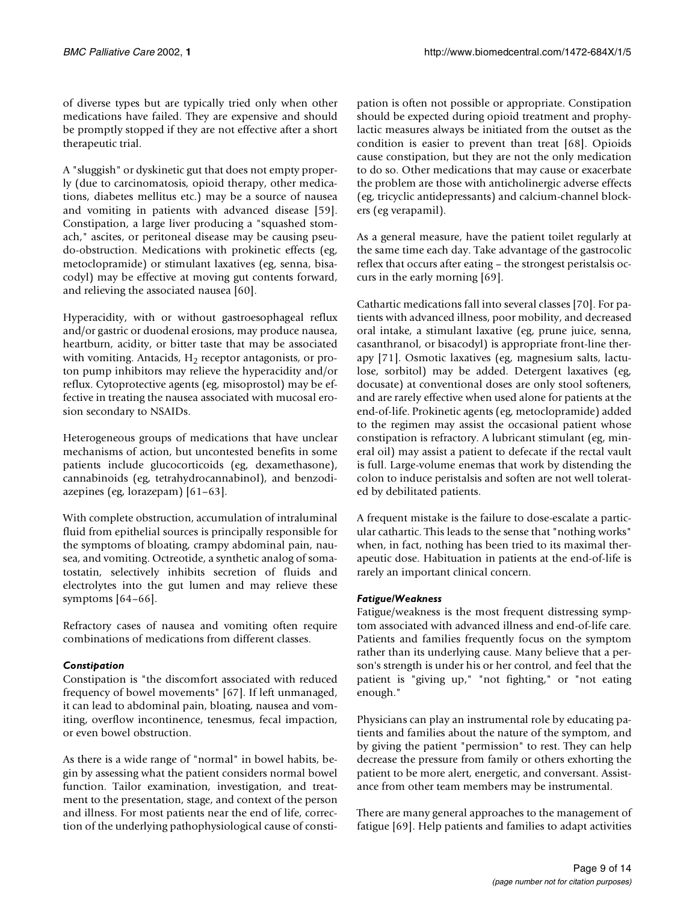of diverse types but are typically tried only when other medications have failed. They are expensive and should be promptly stopped if they are not effective after a short therapeutic trial.

A "sluggish" or dyskinetic gut that does not empty properly (due to carcinomatosis, opioid therapy, other medications, diabetes mellitus etc.) may be a source of nausea and vomiting in patients with advanced disease [59]. Constipation, a large liver producing a "squashed stomach," ascites, or peritoneal disease may be causing pseudo-obstruction. Medications with prokinetic effects (eg, metoclopramide) or stimulant laxatives (eg, senna, bisacodyl) may be effective at moving gut contents forward, and relieving the associated nausea [60].

Hyperacidity, with or without gastroesophageal reflux and/or gastric or duodenal erosions, may produce nausea, heartburn, acidity, or bitter taste that may be associated with vomiting. Antacids, $H_2$ receptor antagonists, or proton pump inhibitors may relieve the hyperacidity and/or reflux. Cytoprotective agents (eg, misoprostol) may be effective in treating the nausea associated with mucosal erosion secondary to NSAIDs.

Heterogeneous groups of medications that have unclear mechanisms of action, but uncontested benefits in some patients include glucocorticoids (eg, dexamethasone), cannabinoids (eg, tetrahydrocannabinol), and benzodiazepines (eg, lorazepam) [61–63].

With complete obstruction, accumulation of intraluminal fluid from epithelial sources is principally responsible for the symptoms of bloating, crampy abdominal pain, nausea, and vomiting. Octreotide, a synthetic analog of somatostatin, selectively inhibits secretion of fluids and electrolytes into the gut lumen and may relieve these symptoms [64–66].

Refractory cases of nausea and vomiting often require combinations of medications from different classes.

### *Constipation*

Constipation is "the discomfort associated with reduced frequency of bowel movements" [67]. If left unmanaged, it can lead to abdominal pain, bloating, nausea and vomiting, overflow incontinence, tenesmus, fecal impaction, or even bowel obstruction.

As there is a wide range of "normal" in bowel habits, begin by assessing what the patient considers normal bowel function. Tailor examination, investigation, and treatment to the presentation, stage, and context of the person and illness. For most patients near the end of life, correction of the underlying pathophysiological cause of constipation is often not possible or appropriate. Constipation should be expected during opioid treatment and prophylactic measures always be initiated from the outset as the condition is easier to prevent than treat [68]. Opioids cause constipation, but they are not the only medication to do so. Other medications that may cause or exacerbate the problem are those with anticholinergic adverse effects (eg, tricyclic antidepressants) and calcium-channel blockers (eg verapamil).

As a general measure, have the patient toilet regularly at the same time each day. Take advantage of the gastrocolic reflex that occurs after eating – the strongest peristalsis occurs in the early morning [69].

Cathartic medications fall into several classes [70]. For patients with advanced illness, poor mobility, and decreased oral intake, a stimulant laxative (eg, prune juice, senna, casanthranol, or bisacodyl) is appropriate front-line therapy [71]. Osmotic laxatives (eg, magnesium salts, lactulose, sorbitol) may be added. Detergent laxatives (eg, docusate) at conventional doses are only stool softeners, and are rarely effective when used alone for patients at the end-of-life. Prokinetic agents (eg, metoclopramide) added to the regimen may assist the occasional patient whose constipation is refractory. A lubricant stimulant (eg, mineral oil) may assist a patient to defecate if the rectal vault is full. Large-volume enemas that work by distending the colon to induce peristalsis and soften are not well tolerated by debilitated patients.

A frequent mistake is the failure to dose-escalate a particular cathartic. This leads to the sense that "nothing works" when, in fact, nothing has been tried to its maximal therapeutic dose. Habituation in patients at the end-of-life is rarely an important clinical concern.

### *Fatigue/Weakness*

Fatigue/weakness is the most frequent distressing symptom associated with advanced illness and end-of-life care. Patients and families frequently focus on the symptom rather than its underlying cause. Many believe that a person's strength is under his or her control, and feel that the patient is "giving up," "not fighting," or "not eating enough."

Physicians can play an instrumental role by educating patients and families about the nature of the symptom, and by giving the patient "permission" to rest. They can help decrease the pressure from family or others exhorting the patient to be more alert, energetic, and conversant. Assistance from other team members may be instrumental.

There are many general approaches to the management of fatigue [69]. Help patients and families to adapt activities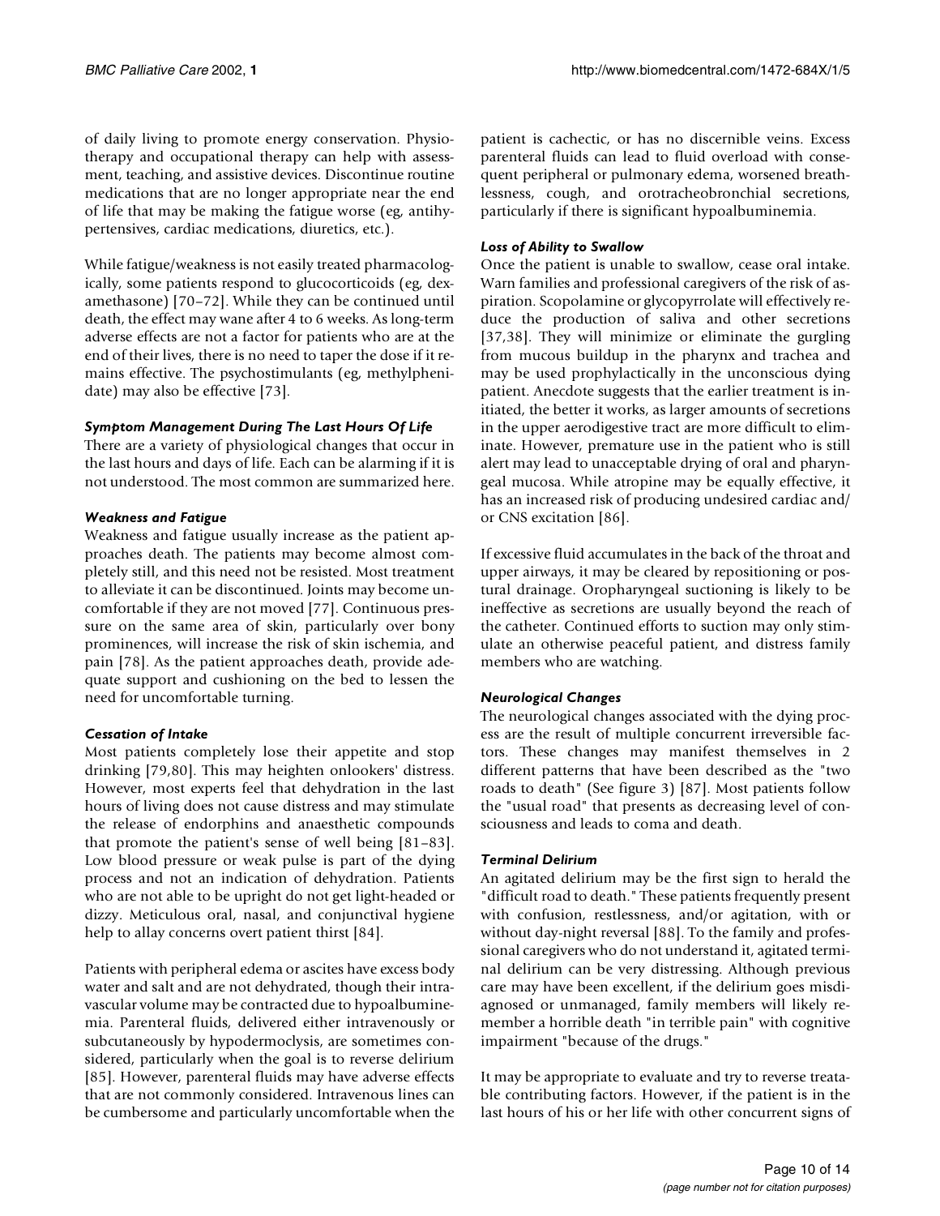of daily living to promote energy conservation. Physiotherapy and occupational therapy can help with assessment, teaching, and assistive devices. Discontinue routine medications that are no longer appropriate near the end of life that may be making the fatigue worse (eg, antihypertensives, cardiac medications, diuretics, etc.).

While fatigue/weakness is not easily treated pharmacologically, some patients respond to glucocorticoids (eg, dexamethasone) [70–72]. While they can be continued until death, the effect may wane after 4 to 6 weeks. As long-term adverse effects are not a factor for patients who are at the end of their lives, there is no need to taper the dose if it remains effective. The psychostimulants (eg, methylphenidate) may also be effective [73].

#### *Symptom Management During The Last Hours Of Life*

There are a variety of physiological changes that occur in the last hours and days of life. Each can be alarming if it is not understood. The most common are summarized here.

#### *Weakness and Fatigue*

Weakness and fatigue usually increase as the patient approaches death. The patients may become almost completely still, and this need not be resisted. Most treatment to alleviate it can be discontinued. Joints may become uncomfortable if they are not moved [77]. Continuous pressure on the same area of skin, particularly over bony prominences, will increase the risk of skin ischemia, and pain [78]. As the patient approaches death, provide adequate support and cushioning on the bed to lessen the need for uncomfortable turning.

#### *Cessation of Intake*

Most patients completely lose their appetite and stop drinking [79,80]. This may heighten onlookers' distress. However, most experts feel that dehydration in the last hours of living does not cause distress and may stimulate the release of endorphins and anaesthetic compounds that promote the patient's sense of well being [81–83]. Low blood pressure or weak pulse is part of the dying process and not an indication of dehydration. Patients who are not able to be upright do not get light-headed or dizzy. Meticulous oral, nasal, and conjunctival hygiene help to allay concerns overt patient thirst [84].

Patients with peripheral edema or ascites have excess body water and salt and are not dehydrated, though their intravascular volume may be contracted due to hypoalbuminemia. Parenteral fluids, delivered either intravenously or subcutaneously by hypodermoclysis, are sometimes considered, particularly when the goal is to reverse delirium [85]. However, parenteral fluids may have adverse effects that are not commonly considered. Intravenous lines can be cumbersome and particularly uncomfortable when the patient is cachectic, or has no discernible veins. Excess parenteral fluids can lead to fluid overload with consequent peripheral or pulmonary edema, worsened breathlessness, cough, and orotracheobronchial secretions, particularly if there is significant hypoalbuminemia.

#### *Loss of Ability to Swallow*

Once the patient is unable to swallow, cease oral intake. Warn families and professional caregivers of the risk of aspiration. Scopolamine or glycopyrrolate will effectively reduce the production of saliva and other secretions [37,38]. They will minimize or eliminate the gurgling from mucous buildup in the pharynx and trachea and may be used prophylactically in the unconscious dying patient. Anecdote suggests that the earlier treatment is initiated, the better it works, as larger amounts of secretions in the upper aerodigestive tract are more difficult to eliminate. However, premature use in the patient who is still alert may lead to unacceptable drying of oral and pharyngeal mucosa. While atropine may be equally effective, it has an increased risk of producing undesired cardiac and/or CNS excitation [86].

If excessive fluid accumulates in the back of the throat and upper airways, it may be cleared by repositioning or postural drainage. Oropharyngeal suctioning is likely to be ineffective as secretions are usually beyond the reach of the catheter. Continued efforts to suction may only stimulate an otherwise peaceful patient, and distress family members who are watching.

#### *Neurological Changes*

The neurological changes associated with the dying process are the result of multiple concurrent irreversible factors. These changes may manifest themselves in 2 different patterns that have been described as the "two roads to death" (See figure 3) [87]. Most patients follow the "usual road" that presents as decreasing level of consciousness and leads to coma and death.

#### *Terminal Delirium*

An agitated delirium may be the first sign to herald the "difficult road to death." These patients frequently present with confusion, restlessness, and/or agitation, with or without day-night reversal [88]. To the family and professional caregivers who do not understand it, agitated terminal delirium can be very distressing. Although previous care may have been excellent, if the delirium goes misdiagnosed or unmanaged, family members will likely remember a horrible death "in terrible pain" with cognitive impairment "because of the drugs."

It may be appropriate to evaluate and try to reverse treatable contributing factors. However, if the patient is in the last hours of his or her life with other concurrent signs of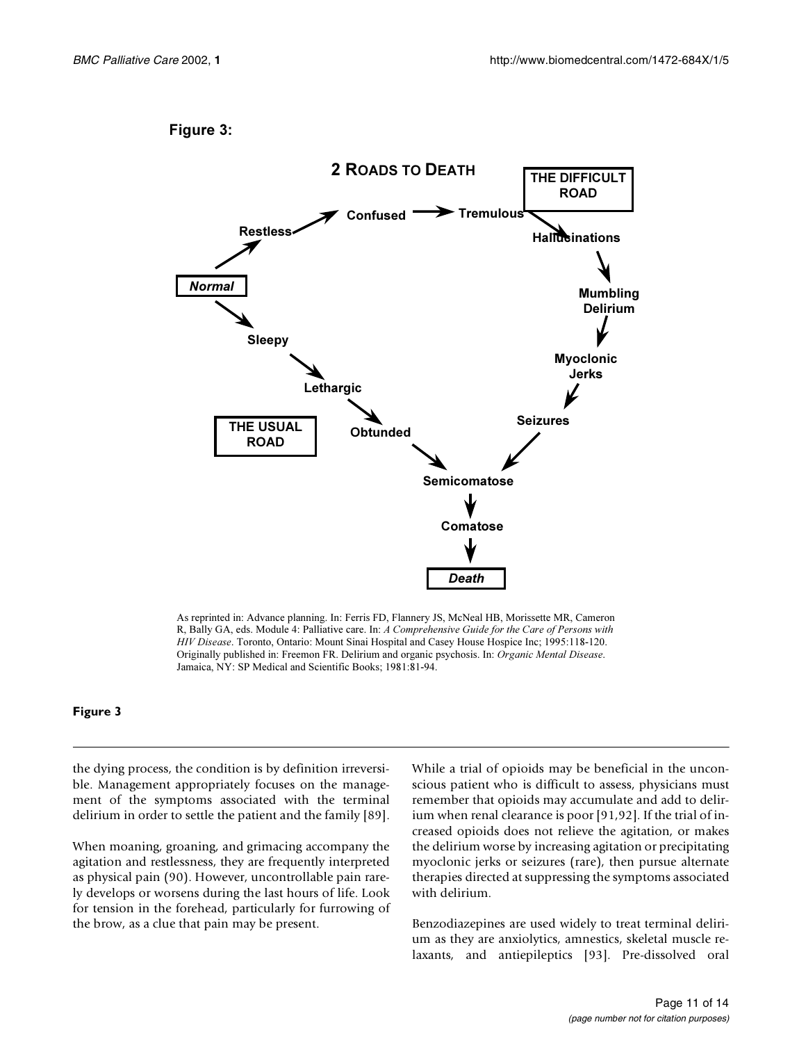**Figure 3:**

**2 ROADS TO DEATH**

**THE DIFFICULT ROAD**

*Normal* → Restless → Confused → Tremulous → Hallucinations → Mumbling Delirium → Myoclonic Jerks → Seizures → Semicomatose

*Normal* → Sleepy → Lethargic → Obtunded → Semicomatose

**THE USUAL ROAD**

Semicomatose → Comatose → *Death*

As reprinted in: Advance planning. In: Ferris FD, Flannery JS, McNeal HB, Morissette MR, Cameron R, Bally GA, eds. Module 4: Palliative care. In: *A Comprehensive Guide for the Care of Persons with HIV Disease*. Toronto, Ontario: Mount Sinai Hospital and Casey House Hospice Inc; 1995:118-120. Originally published in: Freemon FR. Delirium and organic psychosis. In: *Organic Mental Disease*. Jamaica, NY: SP Medical and Scientific Books; 1981:81-94.

**Figure 3**

the dying process, the condition is by definition irreversible. Management appropriately focuses on the management of the symptoms associated with the terminal delirium in order to settle the patient and the family [89].

When moaning, groaning, and grimacing accompany the agitation and restlessness, they are frequently interpreted as physical pain (90). However, uncontrollable pain rarely develops or worsens during the last hours of life. Look for tension in the forehead, particularly for furrowing of the brow, as a clue that pain may be present.

While a trial of opioids may be beneficial in the unconscious patient who is difficult to assess, physicians must remember that opioids may accumulate and add to delirium when renal clearance is poor [91,92]. If the trial of increased opioids does not relieve the agitation, or makes the delirium worse by increasing agitation or precipitating myoclonic jerks or seizures (rare), then pursue alternate therapies directed at suppressing the symptoms associated with delirium.

Benzodiazepines are used widely to treat terminal delirium as they are anxiolytics, amnestics, skeletal muscle relaxants, and antiepileptics [93]. Pre-dissolved oral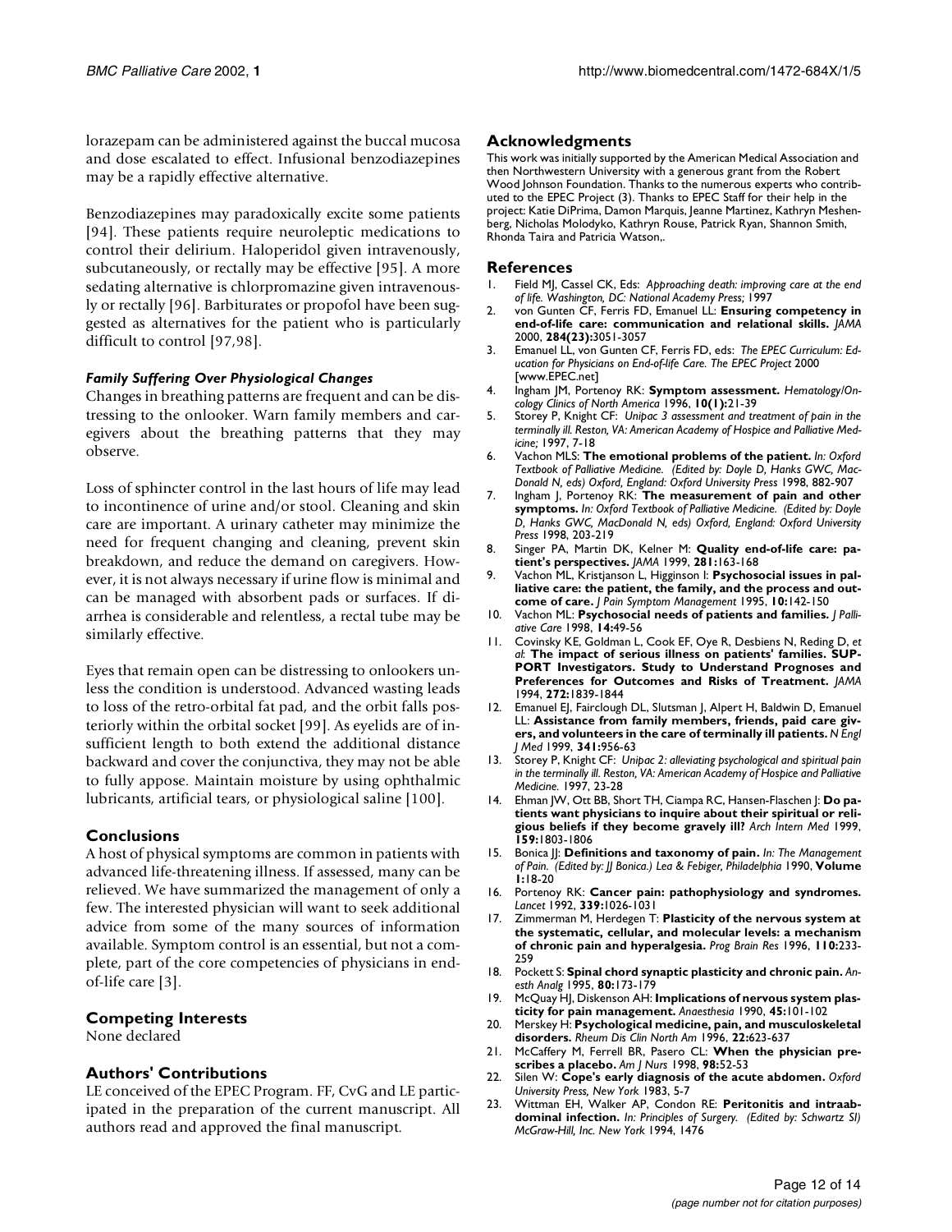lorazepam can be administered against the buccal mucosa and dose escalated to effect. Infusional benzodiazepines may be a rapidly effective alternative.

Benzodiazepines may paradoxically excite some patients [94]. These patients require neuroleptic medications to control their delirium. Haloperidol given intravenously, subcutaneously, or rectally may be effective [95]. A more sedating alternative is chlorpromazine given intravenously or rectally [96]. Barbiturates or propofol have been suggested as alternatives for the patient who is particularly difficult to control [97,98].

#### *Family Suffering Over Physiological Changes*

Changes in breathing patterns are frequent and can be distressing to the onlooker. Warn family members and caregivers about the breathing patterns that they may observe.

Loss of sphincter control in the last hours of life may lead to incontinence of urine and/or stool. Cleaning and skin care are important. A urinary catheter may minimize the need for frequent changing and cleaning, prevent skin breakdown, and reduce the demand on caregivers. However, it is not always necessary if urine flow is minimal and can be managed with absorbent pads or surfaces. If diarrhea is considerable and relentless, a rectal tube may be similarly effective.

Eyes that remain open can be distressing to onlookers unless the condition is understood. Advanced wasting leads to loss of the retro-orbital fat pad, and the orbit falls posteriorly within the orbital socket [99]. As eyelids are of insufficient length to both extend the additional distance backward and cover the conjunctiva, they may not be able to fully appose. Maintain moisture by using ophthalmic lubricants, artificial tears, or physiological saline [100].

## Conclusions

A host of physical symptoms are common in patients with advanced life-threatening illness. If assessed, many can be relieved. We have summarized the management of only a few. The interested physician will want to seek additional advice from some of the many sources of information available. Symptom control is an essential, but not a complete, part of the core competencies of physicians in end-of-life care [3].

## Competing Interests

None declared

## Authors' Contributions

LE conceived of the EPEC Program. FF, CvG and LE participated in the preparation of the current manuscript. All authors read and approved the final manuscript.

## Acknowledgments

This work was initially supported by the American Medical Association and then Northwestern University with a generous grant from the Robert Wood Johnson Foundation. Thanks to the numerous experts who contributed to the EPEC Project (3). Thanks to EPEC Staff for their help in the project: Katie DiPrima, Damon Marquis, Jeanne Martinez, Kathryn Meshenberg, Nicholas Molodyko, Kathryn Rouse, Patrick Ryan, Shannon Smith, Rhonda Taira and Patricia Watson,.

## References

1. Field MJ, Cassel CK, Eds: *Approaching death: improving care at the end of life. Washington, DC: National Academy Press;* 1997
2. von Gunten CF, Ferris FD, Emanuel LL: **Ensuring competency in end-of-life care: communication and relational skills.** *JAMA* 2000, **284(23):**3051-3057
3. Emanuel LL, von Gunten CF, Ferris FD, eds: *The EPEC Curriculum: Education for Physicians on End-of-life Care. The EPEC Project* 2000 [www.EPEC.net]
4. Ingham JM, Portenoy RK: **Symptom assessment.** *Hematology/Oncology Clinics of North America* 1996, **10(1):**21-39
5. Storey P, Knight CF: *Unipac 3 assessment and treatment of pain in the terminally ill. Reston, VA: American Academy of Hospice and Palliative Medicine;* 1997, 7-18
6. Vachon MLS: **The emotional problems of the patient.** *In: Oxford Textbook of Palliative Medicine. (Edited by: Doyle D, Hanks GWC, MacDonald N, eds) Oxford, England: Oxford University Press* 1998, 882-907
7. Ingham J, Portenoy RK: **The measurement of pain and other symptoms.** *In: Oxford Textbook of Palliative Medicine. (Edited by: Doyle D, Hanks GWC, MacDonald N, eds) Oxford, England: Oxford University Press* 1998, 203-219
8. Singer PA, Martin DK, Kelner M: **Quality end-of-life care: patient's perspectives.** *JAMA* 1999, **281:**163-168
9. Vachon ML, Kristjanson L, Higginson I: **Psychosocial issues in palliative care: the patient, the family, and the process and outcome of care.** *J Pain Symptom Management* 1995, **10:**142-150
10. Vachon ML: **Psychosocial needs of patients and families.** *J Palliative Care* 1998, **14:**49-56
11. Covinsky KE, Goldman L, Cook EF, Oye R, Desbiens N, Reding D, *et al*: **The impact of serious illness on patients' families. SUPPORT Investigators. Study to Understand Prognoses and Preferences for Outcomes and Risks of Treatment.** *JAMA* 1994, **272:**1839-1844
12. Emanuel EJ, Fairclough DL, Slutsman J, Alpert H, Baldwin D, Emanuel LL: **Assistance from family members, friends, paid care givers, and volunteers in the care of terminally ill patients.** *N Engl J Med* 1999, **341:**956-63
13. Storey P, Knight CF: *Unipac 2: alleviating psychological and spiritual pain in the terminally ill. Reston, VA: American Academy of Hospice and Palliative Medicine.* 1997, 23-28
14. Ehman JW, Ott BB, Short TH, Ciampa RC, Hansen-Flaschen J: **Do patients want physicians to inquire about their spiritual or religious beliefs if they become gravely ill?** *Arch Intern Med* 1999, **159:**1803-1806
15. Bonica JJ: **Definitions and taxonomy of pain.** *In: The Management of Pain. (Edited by: JJ Bonica.) Lea & Febiger, Philadelphia* 1990, **Volume 1:**18-20
16. Portenoy RK: **Cancer pain: pathophysiology and syndromes.** *Lancet* 1992, **339:**1026-1031
17. Zimmerman M, Herdegen T: **Plasticity of the nervous system at the systematic, cellular, and molecular levels: a mechanism of chronic pain and hyperalgesia.** *Prog Brain Res* 1996, **110:**233-259
18. Pockett S: **Spinal chord synaptic plasticity and chronic pain.** *Anesth Analg* 1995, **80:**173-179
19. McQuay HJ, Diskenson AH: **Implications of nervous system plasticity for pain management.** *Anaesthesia* 1990, **45:**101-102
20. Merskey H: **Psychological medicine, pain, and musculoskeletal disorders.** *Rheum Dis Clin North Am* 1996, **22:**623-637
21. McCaffery M, Ferrell BR, Pasero CL: **When the physician prescribes a placebo.** *Am J Nurs* 1998, **98:**52-53
22. Silen W: **Cope's early diagnosis of the acute abdomen.** *Oxford University Press, New York* 1983, 5-7
23. Wittman EH, Walker AP, Condon RE: **Peritonitis and intraabdominal infection.** *In: Principles of Surgery. (Edited by: Schwartz SI) McGraw-Hill, Inc. New York* 1994, 1476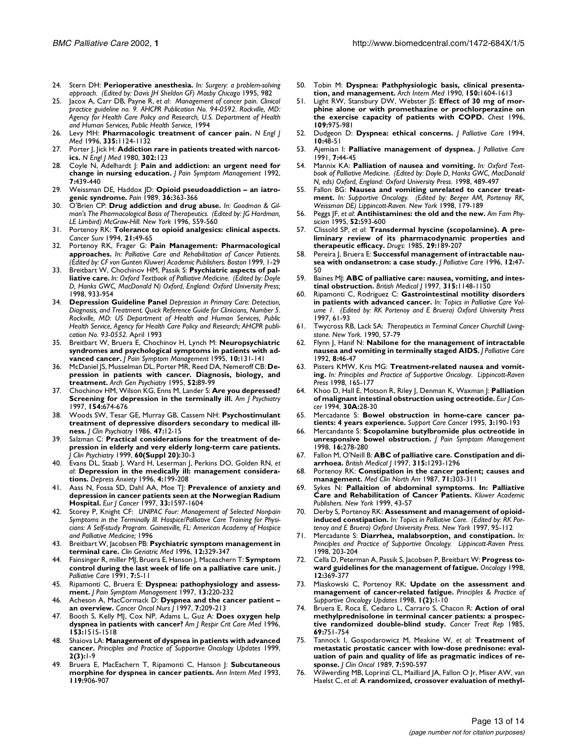24. Stern DH: **Perioperative anesthesia.** *In: Surgery: a problem-solving approach. (Edited by: Davis JH Sheldon GF) Mosby Chicago* 1995, 982
25. Jacox A, Carr DB, Payne R, *et al*: *Management of cancer pain. Clinical practice guideline no. 9. AHCPR Publication No. 94-0592. Rockville, MD: Agency for Health Care Policy and Research, U.S. Department of Health and Human Services, Public Health Service,* 1994
26. Levy MH: **Pharmacologic treatment of cancer pain.** *N Engl J Med* 1996, **335:**1124-1132
27. Porter J, Jick H: **Addiction rare in patients treated with narcotics.** *N Engl J Med* 1980, **302:**123
28. Coyle N, Adelhardt J: **Pain and addiction: an urgent need for change in nursing education.** *J Pain Symptom Management* 1992, **7:**439-440
29. Weissman DE, Haddox JD: **Opioid pseudoaddiction – an iatrogenic syndrome.** *Pain* 1989, **36:**363-366
30. O'Brien CP: **Drug addiction and drug abuse.** *In: Goodman & Gilman's The Pharmacological Basis of Therapeutics. (Edited by: JG Hardman, LE Limbird) McGraw-Hill. New York* 1996, 559-560
31. Portenoy RK: **Tolerance to opioid analgesics: clinical aspects.** *Cancer Surv* 1994, **21:**49-65
32. Portenoy RK, Frager G: **Pain Management: Pharmacological approaches.** *In: Palliative Care and Rehabilitation of Cancer Patients. (Edited by: CF von Gunten Kluwer) Academic Publishers. Boston* 1999, 1-29
33. Breitbart W, Chochinov HM, Passik S: **Psychiatric aspects of palliative care.** *In: Oxford Textbook of Palliative Medicine. (Edited by: Doyle D, Hanks GWC, MacDonald N) Oxford, England: Oxford University Press;* 1998, 933-954
34. **Depression Guideline Panel** *Depression in Primary Care: Detection, Diagnosis, and Treatment. Quick Reference Guide for Clinicians, Number 5. Rockville, MD: US Department of Health and Human Services, Public Health Service, Agency for Health Care Policy and Research; AHCPR publication No. 93-0552.* April 1993
35. Breitbart W, Bruera E, Chochinov H, Lynch M: **Neuropsychiatric syndromes and psychological symptoms in patients with advanced cancer.** *J Pain Symptom Management* 1995, **10:**131-141
36. McDaniel JS, Musselman DL, Porter MR, Reed DA, Nemeroff CB: **Depression in patients with cancer. Diagnosis, biology, and treatment.** *Arch Gen Psychiatry* 1995, **52:**89-99
37. Chochinov HM, Wilson KG, Enns M, Lander S: **Are you depressed? Screening for depression in the terminally ill.** *Am J Psychiatry* 1997, **154:**674-676
38. Woods SW, Tesar GE, Murray GB, Cassem NH: **Psychostimulant treatment of depressive disorders secondary to medical illness.** *J Clin Psychiatry* 1986, **47:**12-15
39. Salzman C: **Practical considerations for the treatment of depression in elderly and very elderly long-term care patients.** *J Clin Psychiatry* 1999, **60(Suppl 20):**30-3
40. Evans DL, Staab J, Ward H, Leserman J, Perkins DO, Golden RN, *et al*: **Depression in the medically ill: management considerations.** *Depress Anxiety* 1996, **4:**199-208
41. Aass N, Fossa SD, Dahl AA, Moe TJ: **Prevalence of anxiety and depression in cancer patients seen at the Norwegian Radium Hospital.** *Eur J Cancer* 1997, **33:**1597-1604
42. Storey P, Knight CF: *UNIPAC Four: Management of Selected Nonpain Symptoms in the Terminally Ill. Hospice/Palliative Care Training for Physicians: A Self-study Program. Gainesville, FL: American Academy of Hospice and Palliative Medicine;* 1996
43. Breitbart W, Jacobsen PB: **Psychiatric symptom management in terminal care.** *Clin Geriatric Med* 1996, **12:**329-347
44. Fainsinger R, miller MJ, Bruera E, Hanson J, Maceachern T: **Symptom control during the last week of life on a palliative care unit.** *J Palliative Care* 1991, **7:**5-11
45. Ripamonti C, Bruera E: **Dyspnea: pathophysiology and assessment.** *J Pain Symptom Management* 1997, **13:**220-232
46. Acheson A, MacCormack D: **Dyspnea and the cancer patient – an overview.** *Cancer Oncol Nurs J* 1997, **7:**209-213
47. Booth S, Kelly MJ, Cox NP, Adams L, Guz A: **Does oxygen help dyspnea in patients with cancer?** *Am J Respir Crit Care Med* 1996, **153:**1515-1518
48. Shaiova LA: **Management of dyspnea in patients with advanced cancer.** *Principles and Practice of Supportive Oncology Updates* 1999, **2(3):**1-9
49. Bruera E, MacEachern T, Ripamonti C, Hanson J: **Subcutaneous morphine for dyspnea in cancer patients.** *Ann Intern Med* 1993, **119:**906-907
50. Tobin M: **Dyspnea: Pathphysiologic basis, clinical presentation, and management.** *Arch Intern Med* 1990, **150:**1604-1613
51. Light RW, Stansbury DW, Webster JS: **Effect of 30 mg of morphine alone or with promethazine or prochlorperazine on the exercise capacity of patients with COPD.** *Chest* 1996, **109:**975-981
52. Dudgeon D: **Dyspnea: ethical concerns.** *J Palliative Care* 1994, **10:**48-51
53. Ajemian I: **Palliative management of dyspnea.** *J Palliative Care* 1991, **7:**44-45
54. Mannix KA: **Palliation of nausea and vomiting.** *In: Oxford Textbook of Palliative Medicine. (Edited by: Doyle D, Hanks GWC, MacDonald N, eds) Oxford, England: Oxford University Press.* 1998, 489-497
55. Fallon BG: **Nausea and vomiting unrelated to cancer treatment.** *In: Supportive Oncology. (Edited by: Berger AM, Portenoy RK, Weissman DE) Lippincott-Raven. New York* 1998, 179-189
56. Peggs JF, *et al*: **Antihistamines: the old and the new.** *Am Fam Physician* 1995, **52:**593-600
57. Clissold SP, *et al*: **Transdermal hyscine (scopolamine). A preliminary review of its pharmacodynamic properties and therapeutic efficacy.** *Drugs:* 1985, **29:**189-207
58. Pereira J, Bruera E: **Successful management of intractable nausea with ondansetron: a case study.** *J Palliative Care* 1996, **12:**47-50
59. Baines MJ: **ABC of palliative care: nausea, vomiting, and intestinal obstruction.** *British Medical J* 1997, **315:**1148-1150
60. Ripamonti C, Rodriguez C: **Gastrointestinal motility disorders in patients with advanced cancer.** *In: Topics in Palliative Care Volume 1. (Edited by: RK Portenoy and E Bruera) Oxford University Press* 1997, 61-93
61. Twycross RB, Lack SA: *Therapeutics in Terminal Cancer Churchill Livingstone. New York.* 1990, 57-79
62. Flynn J, Hanif N: **Nabilone for the management of intractable nausea and vomiting in terminally staged AIDS.** *J Palliative Care* 1992, **8:**46-47
63. Pisters KMW, Kris MG: **Treatment-related nausea and vomiting.** *In: Principles and Practice of Supportive Oncology. Lippincott-Raven Press* 1998, 165-177
64. Khoo D, Hall E, Motson R, Riley J, Denman K, Waxman J: **Palliation of malignant intestinal obstruction using octreotide.** *Eur J Cancer* 1994, **30A:**28-30
65. Mercadante S: **Bowel obstruction in home-care cancer patients: 4 years experience.** *Support Care Cancer* 1995, **3:**190-193
66. Mercadante S: **Scopolamine butylbromide plus octreotide in unresponsive bowel obstruction.** *J Pain Symptom Management* 1998, **16:**278-280
67. Fallon M, O'Neill B: **ABC of palliative care. Constipation and diarrhoea.** *British Medical J* 1997, **315:**1293-1296
68. Portenoy RK: **Constipation in the cancer patient; causes and management.** *Med Clin North Am* 1987, **71:**303-311
69. Sykes N: **Pallaition of abdominal symptoms. In: Palliative Care and Rehabilitation of Cancer Patients.** *Kluwer Academic Publishers. New York* 1999, 43-57
70. Derby S, Portenoy RK: **Assessment and management of opioid-induced constipation.** *In: Topics in Palliative Care. (Edited by: RK Portenoy and E Bruera) Oxford University Press. New York* 1997, 95-112
71. Mercadante S: **Diarrhea, malabsorption, and constipation.** *In: Principles and Practice of Supportive Oncology. Lippincott-Raven Press.* 1998, 203-204
72. Cella D, Peterman A, Passik S, Jacobsen P, Breitbart W: **Progress toward guidelines for the management of fatigue.** *Oncology* 1998, **12:**369-377
73. Miaskowski C, Portenoy RK: **Update on the assessment and management of cancer-related fatigue.** *Principles & Practice of Supportive Oncology Updates* 1998, **1(2):**1-10
74. Bruera E, Roca E, Cedaro L, Carraro S, Chacon R: **Action of oral methylprednisolone in terminal cancer patients: a prospective randomized double-blind study.** *Cancer Treat Rep* 1985, **69:**751-754
75. Tannock I, Gospodarowicz M, Meakine W, *et al*: **Treatment of metastatic prostatic cancer with low-dose prednisone: evaluation of pain and quality of life as pragmatic indices of response.** *J Clin Oncol* 1989, **7:**590-597
76. Wilwerding MB, Loprinzi CL, Mailliard JA, Fallon O Jr, Miser AW, van Haelst C, *et al*: **A randomized, crossover evaluation of methyl-**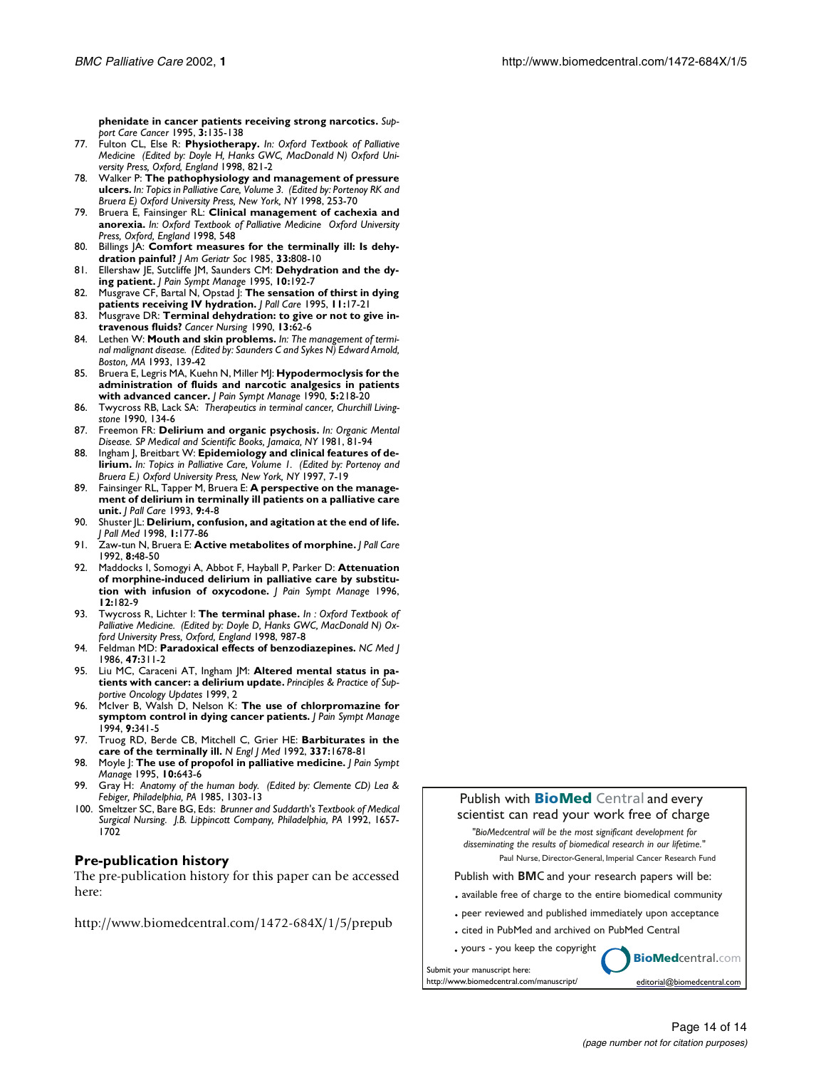**phenidate in cancer patients receiving strong narcotics.** *Support Care Cancer* 1995, **3:**135-138

77. Fulton CL, Else R: **Physiotherapy.** *In: Oxford Textbook of Palliative Medicine (Edited by: Doyle H, Hanks GWC, MacDonald N) Oxford University Press, Oxford, England* 1998, 821-2
78. Walker P: **The pathophysiology and management of pressure ulcers.** *In: Topics in Palliative Care, Volume 3. (Edited by: Portenoy RK and Bruera E) Oxford University Press, New York, NY* 1998, 253-70
79. Bruera E, Fainsinger RL: **Clinical management of cachexia and anorexia.** *In: Oxford Textbook of Palliative Medicine Oxford University Press, Oxford, England* 1998, 548
80. Billings JA: **Comfort measures for the terminally ill: Is dehydration painful?** *J Am Geriatr Soc* 1985, **33:**808-10
81. Ellershaw JE, Sutcliffe JM, Saunders CM: **Dehydration and the dying patient.** *J Pain Sympt Manage* 1995, **10:**192-7
82. Musgrave CF, Bartal N, Opstad J: **The sensation of thirst in dying patients receiving IV hydration.** *J Pall Care* 1995, **11:**17-21
83. Musgrave DR: **Terminal dehydration: to give or not to give intravenous fluids?** *Cancer Nursing* 1990, **13:**62-6
84. Lethen W: **Mouth and skin problems.** *In: The management of terminal malignant disease. (Edited by: Saunders C and Sykes N) Edward Arnold, Boston, MA* 1993, 139-42
85. Bruera E, Legris MA, Kuehn N, Miller MJ: **Hypodermoclysis for the administration of fluids and narcotic analgesics in patients with advanced cancer.** *J Pain Sympt Manage* 1990, **5:**218-20
86. Twycross RB, Lack SA: *Therapeutics in terminal cancer, Churchill Livingstone* 1990, 134-6
87. Freemon FR: **Delirium and organic psychosis.** *In: Organic Mental Disease. SP Medical and Scientific Books, Jamaica, NY* 1981, 81-94
88. Ingham J, Breitbart W: **Epidemiology and clinical features of delirium.** *In: Topics in Palliative Care, Volume 1. (Edited by: Portenoy and Bruera E.) Oxford University Press, New York, NY* 1997, 7-19
89. Fainsinger RL, Tapper M, Bruera E: **A perspective on the management of delirium in terminally ill patients on a palliative care unit.** *J Pall Care* 1993, **9:**4-8
90. Shuster JL: **Delirium, confusion, and agitation at the end of life.** *J Pall Med* 1998, **1:**177-86
91. Zaw-tun N, Bruera E: **Active metabolites of morphine.** *J Pall Care* 1992, **8:**48-50
92. Maddocks I, Somogyi A, Abbot F, Hayball P, Parker D: **Attenuation of morphine-induced delirium in palliative care by substitution with infusion of oxycodone.** *J Pain Sympt Manage* 1996, **12:**182-9
93. Twycross R, Lichter I: **The terminal phase.** *In : Oxford Textbook of Palliative Medicine. (Edited by: Doyle D, Hanks GWC, MacDonald N) Oxford University Press, Oxford, England* 1998, 987-8
94. Feldman MD: **Paradoxical effects of benzodiazepines.** *NC Med J* 1986, **47:**311-2
95. Liu MC, Caraceni AT, Ingham JM: **Altered mental status in patients with cancer: a delirium update.** *Principles & Practice of Supportive Oncology Updates* 1999, 2
96. McIver B, Walsh D, Nelson K: **The use of chlorpromazine for symptom control in dying cancer patients.** *J Pain Sympt Manage* 1994, **9:**341-5
97. Truog RD, Berde CB, Mitchell C, Grier HE: **Barbiturates in the care of the terminally ill.** *N Engl J Med* 1992, **337:**1678-81
98. Moyle J: **The use of propofol in palliative medicine.** *J Pain Sympt Manage* 1995, **10:**643-6
99. Gray H: *Anatomy of the human body. (Edited by: Clemente CD) Lea & Febiger, Philadelphia, PA* 1985, 1303-13
100. Smeltzer SC, Bare BG, Eds: *Brunner and Suddarth's Textbook of Medical Surgical Nursing. J.B. Lippincott Company, Philadelphia, PA* 1992, 1657-1702

## Pre-publication history

The pre-publication history for this paper can be accessed here:

http://www.biomedcentral.com/1472-684X/1/5/prepub

Publish with **BioMed** Central and every scientist can read your work free of charge

*"BioMedcentral will be the most significant development for disseminating the results of biomedical research in our lifetime."*
Paul Nurse, Director-General, Imperial Cancer Research Fund

Publish with **BMC** and your research papers will be:

- available free of charge to the entire biomedical community
- peer reviewed and published immediately upon acceptance
- cited in PubMed and archived on PubMed Central
- yours - you keep the copyright

**BioMed**central.com

Submit your manuscript here:
http://www.biomedcentral.com/manuscript/

editorial@biomedcentral.com